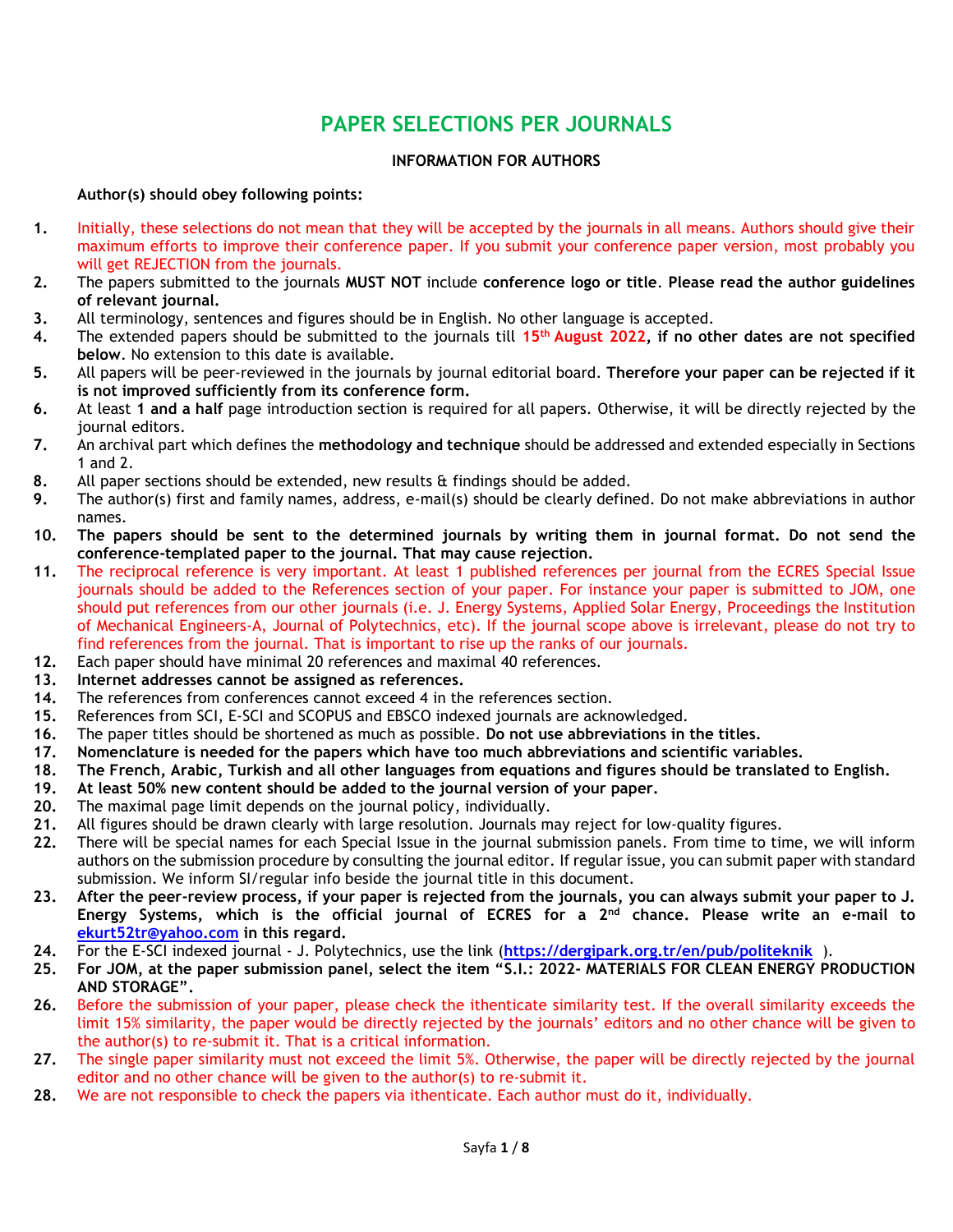# PAPER SELECTIONS PER JOURNALS

**INFORMATION FOR AUTHORS**

**Author(s) should obey following points:**

1. Initially, these selections do not mean that they will be accepted by the journals in all means. Authors should give their maximum efforts to improve their conference paper. If you submit your conference paper version, most probably you will get REJECTION from the journals.
2. The papers submitted to the journals **MUST NOT** include **conference logo or title**. **Please read the author guidelines of relevant journal.**
3. All terminology, sentences and figures should be in English. No other language is accepted.
4. The extended papers should be submitted to the journals till **15th August 2022, if no other dates are not specified below**. No extension to this date is available.
5. All papers will be peer-reviewed in the journals by journal editorial board. **Therefore your paper can be rejected if it is not improved sufficiently from its conference form.**
6. At least **1 and a half** page introduction section is required for all papers. Otherwise, it will be directly rejected by the journal editors.
7. An archival part which defines the **methodology and technique** should be addressed and extended especially in Sections 1 and 2.
8. All paper sections should be extended, new results & findings should be added.
9. The author(s) first and family names, address, e-mail(s) should be clearly defined. Do not make abbreviations in author names.
10. **The papers should be sent to the determined journals by writing them in journal format. Do not send the conference-templated paper to the journal. That may cause rejection.**
11. The reciprocal reference is very important. At least 1 published references per journal from the ECRES Special Issue journals should be added to the References section of your paper. For instance your paper is submitted to JOM, one should put references from our other journals (i.e. J. Energy Systems, Applied Solar Energy, Proceedings the Institution of Mechanical Engineers-A, Journal of Polytechnics, etc). If the journal scope above is irrelevant, please do not try to find references from the journal. That is important to rise up the ranks of our journals.
12. Each paper should have minimal 20 references and maximal 40 references.
13. **Internet addresses cannot be assigned as references.**
14. The references from conferences cannot exceed 4 in the references section.
15. References from SCI, E-SCI and SCOPUS and EBSCO indexed journals are acknowledged.
16. The paper titles should be shortened as much as possible. **Do not use abbreviations in the titles.**
17. **Nomenclature is needed for the papers which have too much abbreviations and scientific variables.**
18. **The French, Arabic, Turkish and all other languages from equations and figures should be translated to English.**
19. **At least 50% new content should be added to the journal version of your paper.**
20. The maximal page limit depends on the journal policy, individually.
21. All figures should be drawn clearly with large resolution. Journals may reject for low-quality figures.
22. There will be special names for each Special Issue in the journal submission panels. From time to time, we will inform authors on the submission procedure by consulting the journal editor. If regular issue, you can submit paper with standard submission. We inform SI/regular info beside the journal title in this document.
23. **After the peer-review process, if your paper is rejected from the journals, you can always submit your paper to J. Energy Systems, which is the official journal of ECRES for a 2nd chance. Please write an e-mail to ekurt52tr@yahoo.com in this regard.**
24. For the E-SCI indexed journal - J. Polytechnics, use the link (**https://dergipark.org.tr/en/pub/politeknik** ).
25. **For JOM, at the paper submission panel, select the item "S.I.: 2022- MATERIALS FOR CLEAN ENERGY PRODUCTION AND STORAGE".**
26. Before the submission of your paper, please check the ithenticate similarity test. If the overall similarity exceeds the limit 15% similarity, the paper would be directly rejected by the journals' editors and no other chance will be given to the author(s) to re-submit it. That is a critical information.
27. The single paper similarity must not exceed the limit 5%. Otherwise, the paper will be directly rejected by the journal editor and no other chance will be given to the author(s) to re-submit it.
28. We are not responsible to check the papers via ithenticate. Each author must do it, individually.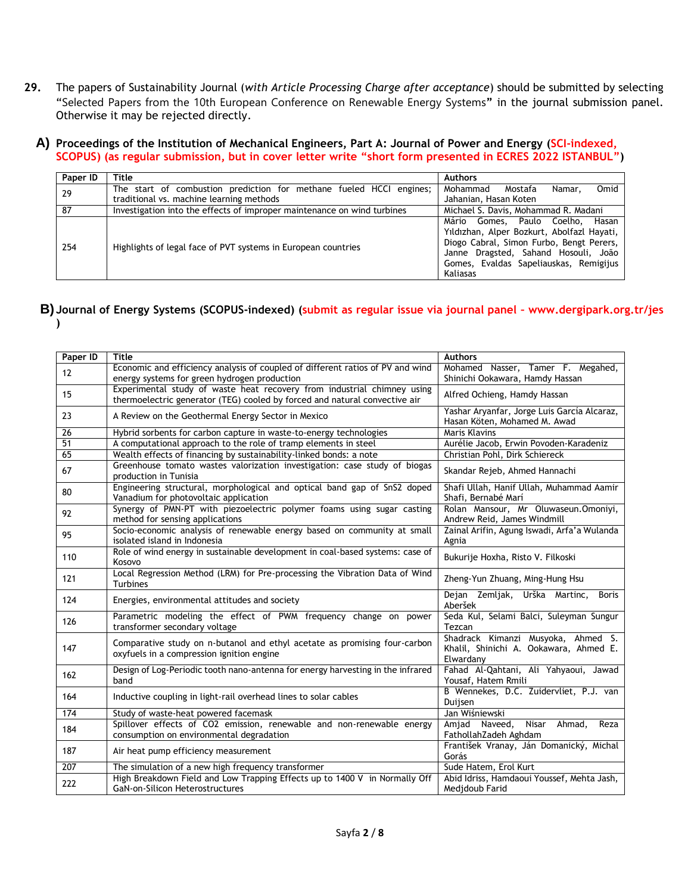29. The papers of Sustainability Journal (*with Article Processing Charge after acceptance*) should be submitted by selecting "Selected Papers from the 10th European Conference on Renewable Energy Systems" in the journal submission panel. Otherwise it may be rejected directly.

**A) Proceedings of the Institution of Mechanical Engineers, Part A: Journal of Power and Energy (SCI-indexed, SCOPUS) (as regular submission, but in cover letter write "short form presented in ECRES 2022 ISTANBUL")**

| Paper ID | Title | Authors |
|---|---|---|
| 29 | The start of combustion prediction for methane fueled HCCI engines; traditional vs. machine learning methods | Mohammad Mostafa Namar, Omid Jahanian, Hasan Koten |
| 87 | Investigation into the effects of improper maintenance on wind turbines | Michael S. Davis, Mohammad R. Madani |
| 254 | Highlights of legal face of PVT systems in European countries | Mário Gomes, Paulo Coelho, Hasan Yıldızhan, Alper Bozkurt, Abolfazl Hayati, Diogo Cabral, Simon Furbo, Bengt Perers, Janne Dragsted, Sahand Hosouli, João Gomes, Evaldas Sapeliauskas, Remigijus Kaliasas |

**B) Journal of Energy Systems (SCOPUS-indexed) (submit as regular issue via journal panel – www.dergipark.org.tr/jes )**

| Paper ID | Title | Authors |
|---|---|---|
| 12 | Economic and efficiency analysis of coupled of different ratios of PV and wind energy systems for green hydrogen production | Mohamed Nasser, Tamer F. Megahed, Shinichi Ookawara, Hamdy Hassan |
| 15 | Experimental study of waste heat recovery from industrial chimney using thermoelectric generator (TEG) cooled by forced and natural convective air | Alfred Ochieng, Hamdy Hassan |
| 23 | A Review on the Geothermal Energy Sector in Mexico | Yashar Aryanfar, Jorge Luis García Alcaraz, Hasan Köten, Mohamed M. Awad |
| 26 | Hybrid sorbents for carbon capture in waste-to-energy technologies | Maris Klavins |
| 51 | A computational approach to the role of tramp elements in steel | Aurélie Jacob, Erwin Povoden-Karadeniz |
| 65 | Wealth effects of financing by sustainability-linked bonds: a note | Christian Pohl, Dirk Schiereck |
| 67 | Greenhouse tomato wastes valorization investigation: case study of biogas production in Tunisia | Skandar Rejeb, Ahmed Hannachi |
| 80 | Engineering structural, morphological and optical band gap of SnS2 doped Vanadium for photovoltaic application | Shafi Ullah, Hanif Ullah, Muhammad Aamir Shafi, Bernabé Marí |
| 92 | Synergy of PMN-PT with piezoelectric polymer foams using sugar casting method for sensing applications | Rolan Mansour, Mr Oluwaseun.Omoniyi, Andrew Reid, James Windmill |
| 95 | Socio-economic analysis of renewable energy based on community at small isolated island in Indonesia | Zainal Arifin, Agung Iswadi, Arfa'a Wulanda Agnia |
| 110 | Role of wind energy in sustainable development in coal-based systems: case of Kosovo | Bukurije Hoxha, Risto V. Filkoski |
| 121 | Local Regression Method (LRM) for Pre-processing the Vibration Data of Wind Turbines | Zheng-Yun Zhuang, Ming-Hung Hsu |
| 124 | Energies, environmental attitudes and society | Dejan Zemljak, Urška Martinc, Boris Aberšek |
| 126 | Parametric modeling the effect of PWM frequency change on power transformer secondary voltage | Seda Kul, Selami Balci, Suleyman Sungur Tezcan |
| 147 | Comparative study on n-butanol and ethyl acetate as promising four-carbon oxyfuels in a compression ignition engine | Shadrack Kimanzi Musyoka, Ahmed S. Khalil, Shinichi A. Ookawara, Ahmed E. Elwardany |
| 162 | Design of Log-Periodic tooth nano-antenna for energy harvesting in the infrared band | Fahad Al-Qahtani, Ali Yahyaoui, Jawad Yousaf, Hatem Rmili |
| 164 | Inductive coupling in light-rail overhead lines to solar cables | B Wennekes, D.C. Zuidervliet, P.J. van Duijsen |
| 174 | Study of waste-heat powered facemask | Jan Wiśniewski |
| 184 | Spillover effects of CO2 emission, renewable and non-renewable energy consumption on environmental degradation | Amjad Naveed, Nisar Ahmad, Reza FathollahZadeh Aghdam |
| 187 | Air heat pump efficiency measurement | František Vranay, Ján Domanický, Michal Gorás |
| 207 | The simulation of a new high frequency transformer | Sude Hatem, Erol Kurt |
| 222 | High Breakdown Field and Low Trapping Effects up to 1400 V in Normally Off GaN-on-Silicon Heterostructures | Abid Idriss, Hamdaoui Youssef, Mehta Jash, Medjdoub Farid |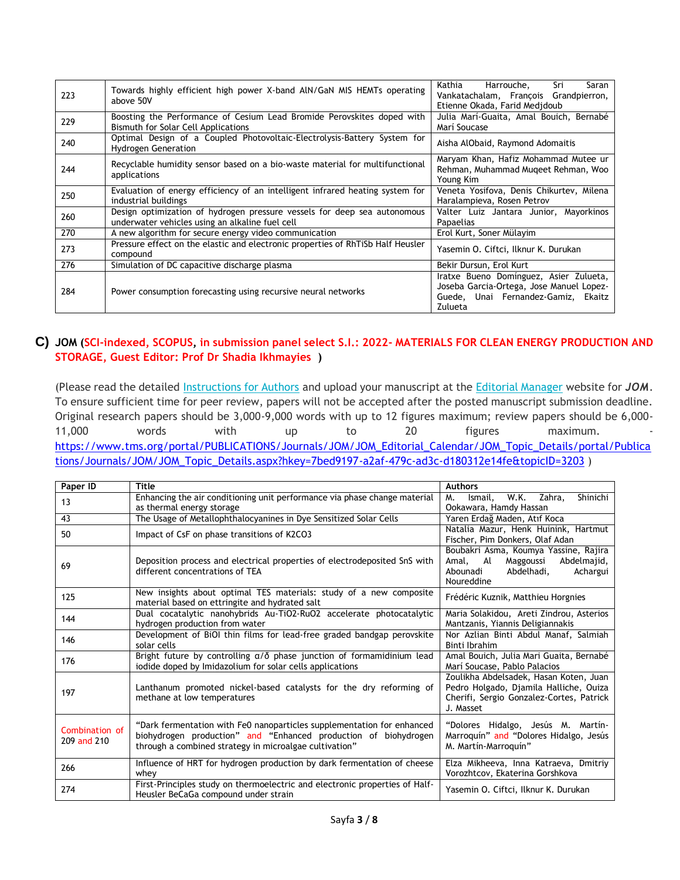| | | |
|---|---|---|
| 223 | Towards highly efficient high power X-band AlN/GaN MIS HEMTs operating above 50V | Kathia Harrouche, Sri Saran Vankatachalam, François Grandpierron, Etienne Okada, Farid Medjdoub |
| 229 | Boosting the Performance of Cesium Lead Bromide Perovskites doped with Bismuth for Solar Cell Applications | Julia Marí-Guaita, Amal Bouich, Bernabé Marí Soucase |
| 240 | Optimal Design of a Coupled Photovoltaic-Electrolysis-Battery System for Hydrogen Generation | Aisha AlObaid, Raymond Adomaitis |
| 244 | Recyclable humidity sensor based on a bio-waste material for multifunctional applications | Maryam Khan, Hafiz Mohammad Mutee ur Rehman, Muhammad Muqeet Rehman, Woo Young Kim |
| 250 | Evaluation of energy efficiency of an intelligent infrared heating system for industrial buildings | Veneta Yosifova, Denis Chikurtev, Milena Haralampieva, Rosen Petrov |
| 260 | Design optimization of hydrogen pressure vessels for deep sea autonomous underwater vehicles using an alkaline fuel cell | Valter Luiz Jantara Junior, Mayorkinos Papaelias |
| 270 | A new algorithm for secure energy video communication | Erol Kurt, Soner Mülayim |
| 273 | Pressure effect on the elastic and electronic properties of RhTiSb Half Heusler compound | Yasemin O. Ciftci, Ilknur K. Durukan |
| 276 | Simulation of DC capacitive discharge plasma | Bekir Dursun, Erol Kurt |
| 284 | Power consumption forecasting using recursive neural networks | Iratxe Bueno Domínguez, Asier Zulueta, Joseba Garcia-Ortega, Jose Manuel Lopez-Guede, Unai Fernandez-Gamiz, Ekaitz Zulueta |

## C) JOM (SCI-indexed, SCOPUS, in submission panel select S.I.: 2022- MATERIALS FOR CLEAN ENERGY PRODUCTION AND STORAGE, Guest Editor: Prof Dr Shadia Ikhmayies )

(Please read the detailed Instructions for Authors and upload your manuscript at the Editorial Manager website for ***JOM***. To ensure sufficient time for peer review, papers will not be accepted after the posted manuscript submission deadline. Original research papers should be 3,000-9,000 words with up to 12 figures maximum; review papers should be 6,000-11,000 words with up to 20 figures maximum. - https://www.tms.org/portal/PUBLICATIONS/Journals/JOM/JOM_Editorial_Calendar/JOM_Topic_Details/portal/Publications/Journals/JOM/JOM_Topic_Details.aspx?hkey=7bed9197-a2af-479c-ad3c-d180312e14fe&topicID=3203 )

| Paper ID | Title | Authors |
|---|---|---|
| 13 | Enhancing the air conditioning unit performance via phase change material as thermal energy storage | M. Ismail, W.K. Zahra, Shinichi Ookawara, Hamdy Hassan |
| 43 | The Usage of Metallophthalocyanines in Dye Sensitized Solar Cells | Yaren Erdağ Maden, Atıf Koca |
| 50 | Impact of CsF on phase transitions of K2CO3 | Natalia Mazur, Henk Huinink, Hartmut Fischer, Pim Donkers, Olaf Adan |
| 69 | Deposition process and electrical properties of electrodeposited SnS with different concentrations of TEA | Boubakri Asma, Koumya Yassine, Rajira Amal, Al Maggoussi Abdelmajid, Abounadi Abdelhadi, Achargui Noureddine |
| 125 | New insights about optimal TES materials: study of a new composite material based on ettringite and hydrated salt | Frédéric Kuznik, Matthieu Horgnies |
| 144 | Dual cocatalytic nanohybrids Au-TiO2-RuO2 accelerate photocatalytic hydrogen production from water | Maria Solakidou, Areti Zindrou, Asterios Mantzanis, Yiannis Deligiannakis |
| 146 | Development of BiOI thin films for lead-free graded bandgap perovskite solar cells | Nor Azlian Binti Abdul Manaf, Salmiah Binti Ibrahim |
| 176 | Bright future by controlling α/δ phase junction of formamidinium lead iodide doped by Imidazolium for solar cells applications | Amal Bouich, Julia Mari Guaita, Bernabé Marí Soucase, Pablo Palacios |
| 197 | Lanthanum promoted nickel-based catalysts for the dry reforming of methane at low temperatures | Zoulikha Abdelsadek, Hasan Koten, Juan Pedro Holgado, Djamila Halliche, Ouiza Cherifi, Sergio Gonzalez-Cortes, Patrick J. Masset |
| Combination of 209 and 210 | "Dark fermentation with Fe0 nanoparticles supplementation for enhanced biohydrogen production" and "Enhanced production of biohydrogen through a combined strategy in microalgae cultivation" | "Dolores Hidalgo, Jesús M. Martín-Marroquín" and "Dolores Hidalgo, Jesús M. Martín-Marroquín" |
| 266 | Influence of HRT for hydrogen production by dark fermentation of cheese whey | Elza Mikheeva, Inna Katraeva, Dmitriy Vorozhtcov, Ekaterina Gorshkova |
| 274 | First-Principles study on thermoelectric and electronic properties of Half-Heusler BeCaGa compound under strain | Yasemin O. Ciftci, Ilknur K. Durukan |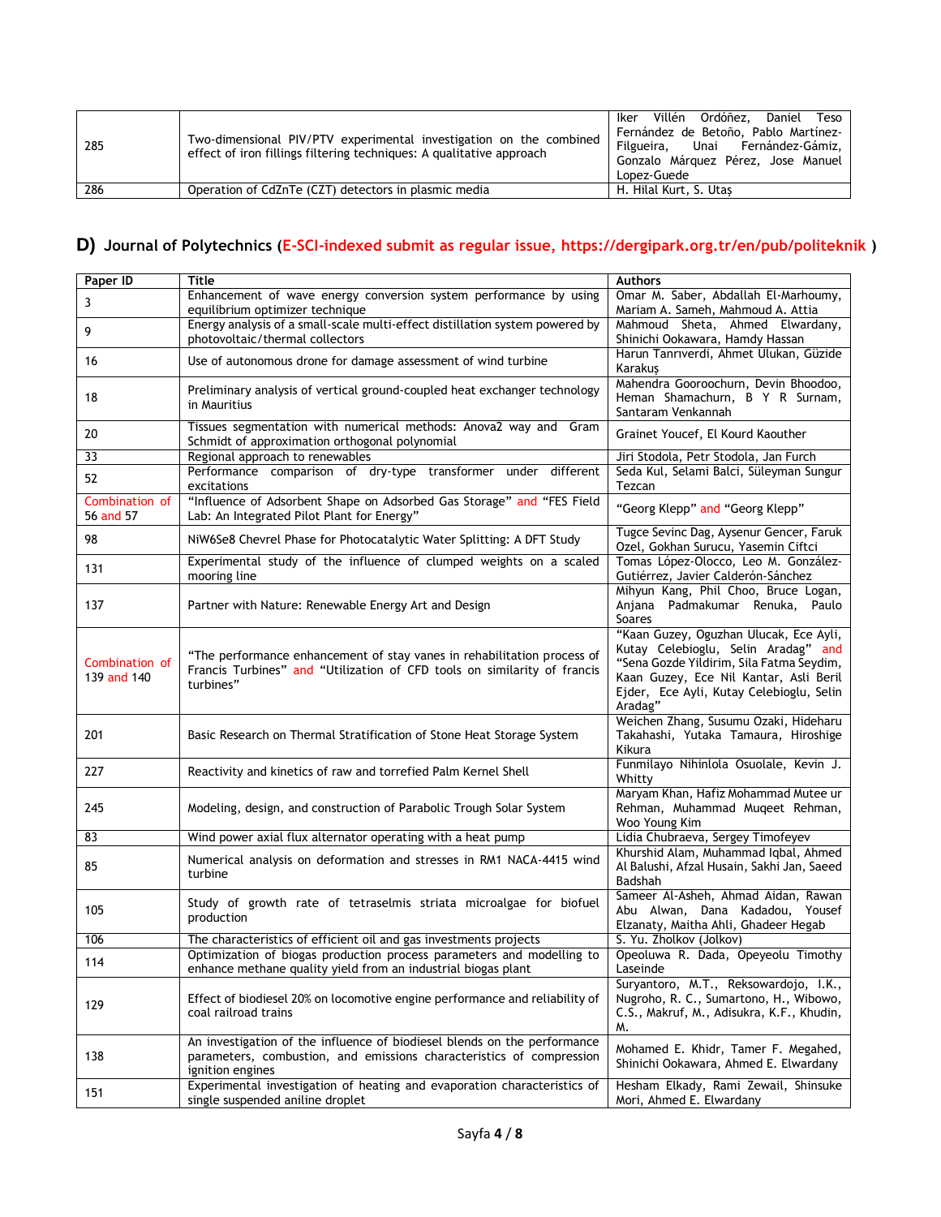| | | |
|---|---|---|
| 285 | Two-dimensional PIV/PTV experimental investigation on the combined effect of iron fillings filtering techniques: A qualitative approach | Iker Villén Ordóñez, Daniel Teso Fernández de Betoño, Pablo Martínez-Filgueira, Unai Fernández-Gámiz, Gonzalo Márquez Pérez, Jose Manuel Lopez-Guede |
| 286 | Operation of CdZnTe (CZT) detectors in plasmic media | H. Hilal Kurt, S. Utaş |

## D) Journal of Polytechnics (E-SCI-indexed submit as regular issue, https://dergipark.org.tr/en/pub/politeknik )

| Paper ID | Title | Authors |
|---|---|---|
| 3 | Enhancement of wave energy conversion system performance by using equilibrium optimizer technique | Omar M. Saber, Abdallah El-Marhoumy, Mariam A. Sameh, Mahmoud A. Attia |
| 9 | Energy analysis of a small-scale multi-effect distillation system powered by photovoltaic/thermal collectors | Mahmoud Sheta, Ahmed Elwardany, Shinichi Ookawara, Hamdy Hassan |
| 16 | Use of autonomous drone for damage assessment of wind turbine | Harun Tanrıverdi, Ahmet Ulukan, Güzide Karakuş |
| 18 | Preliminary analysis of vertical ground-coupled heat exchanger technology in Mauritius | Mahendra Gooroochurn, Devin Bhoodoo, Heman Shamachurn, B Y R Surnam, Santaram Venkannah |
| 20 | Tissues segmentation with numerical methods: Anova2 way and Gram Schmidt of approximation orthogonal polynomial | Grainet Youcef, El Kourd Kaouther |
| 33 | Regional approach to renewables | Jiri Stodola, Petr Stodola, Jan Furch |
| 52 | Performance comparison of dry-type transformer under different excitations | Seda Kul, Selami Balci, Süleyman Sungur Tezcan |
| Combination of 56 and 57 | "Influence of Adsorbent Shape on Adsorbed Gas Storage" and "FES Field Lab: An Integrated Pilot Plant for Energy" | "Georg Klepp" and "Georg Klepp" |
| 98 | NiW6Se8 Chevrel Phase for Photocatalytic Water Splitting: A DFT Study | Tugce Sevinc Dag, Aysenur Gencer, Faruk Ozel, Gokhan Surucu, Yasemin Ciftci |
| 131 | Experimental study of the influence of clumped weights on a scaled mooring line | Tomas López-Olocco, Leo M. González-Gutiérrez, Javier Calderón-Sánchez |
| 137 | Partner with Nature: Renewable Energy Art and Design | Mihyun Kang, Phil Choo, Bruce Logan, Anjana Padmakumar Renuka, Paulo Soares |
| Combination of 139 and 140 | "The performance enhancement of stay vanes in rehabilitation process of Francis Turbines" and "Utilization of CFD tools on similarity of francis turbines" | "Kaan Guzey, Oguzhan Ulucak, Ece Ayli, Kutay Celebioglu, Selin Aradag" and "Sena Gozde Yildirim, Sila Fatma Seydim, Kaan Guzey, Ece Nil Kantar, Asli Beril Ejder, Ece Ayli, Kutay Celebioglu, Selin Aradag" |
| 201 | Basic Research on Thermal Stratification of Stone Heat Storage System | Weichen Zhang, Susumu Ozaki, Hideharu Takahashi, Yutaka Tamaura, Hiroshige Kikura |
| 227 | Reactivity and kinetics of raw and torrefied Palm Kernel Shell | Funmilayo Nihinlola Osuolale, Kevin J. Whitty |
| 245 | Modeling, design, and construction of Parabolic Trough Solar System | Maryam Khan, Hafiz Mohammad Mutee ur Rehman, Muhammad Muqeet Rehman, Woo Young Kim |
| 83 | Wind power axial flux alternator operating with a heat pump | Lidia Chubraeva, Sergey Timofeyev |
| 85 | Numerical analysis on deformation and stresses in RM1 NACA-4415 wind turbine | Khurshid Alam, Muhammad Iqbal, Ahmed Al Balushi, Afzal Husain, Sakhi Jan, Saeed Badshah |
| 105 | Study of growth rate of tetraselmis striata microalgae for biofuel production | Sameer Al-Asheh, Ahmad Aidan, Rawan Abu Alwan, Dana Kadadou, Yousef Elzanaty, Maitha Ahli, Ghadeer Hegab |
| 106 | The characteristics of efficient oil and gas investments projects | S. Yu. Zholkov (Jolkov) |
| 114 | Optimization of biogas production process parameters and modelling to enhance methane quality yield from an industrial biogas plant | Opeoluwa R. Dada, Opeyeolu Timothy Laseinde |
| 129 | Effect of biodiesel 20% on locomotive engine performance and reliability of coal railroad trains | Suryantoro, M.T., Reksowardojo, I.K., Nugroho, R. C., Sumartono, H., Wibowo, C.S., Makruf, M., Adisukra, K.F., Khudin, M. |
| 138 | An investigation of the influence of biodiesel blends on the performance parameters, combustion, and emissions characteristics of compression ignition engines | Mohamed E. Khidr, Tamer F. Megahed, Shinichi Ookawara, Ahmed E. Elwardany |
| 151 | Experimental investigation of heating and evaporation characteristics of single suspended aniline droplet | Hesham Elkady, Rami Zewail, Shinsuke Mori, Ahmed E. Elwardany |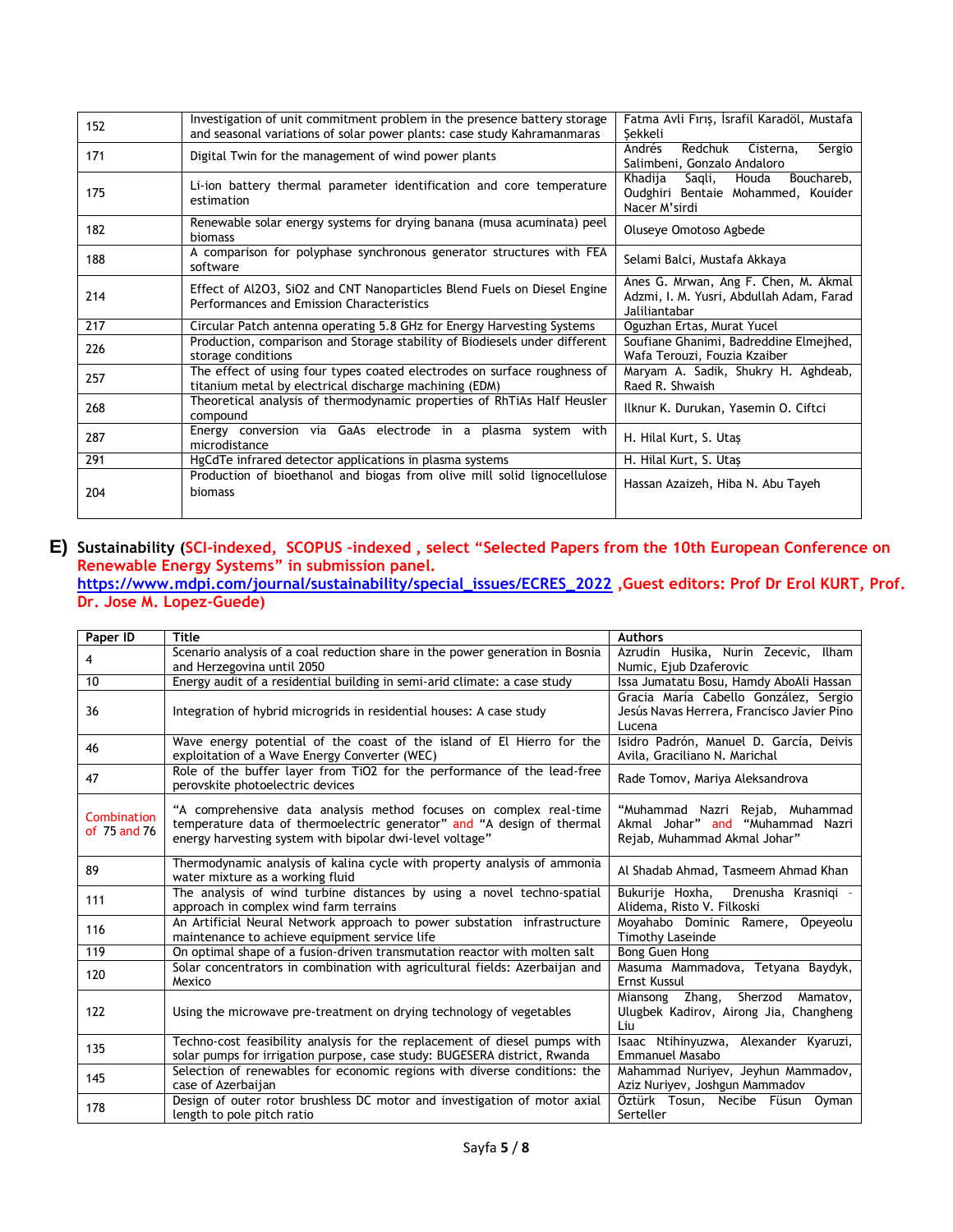| | | |
|---|---|---|
| 152 | Investigation of unit commitment problem in the presence battery storage and seasonal variations of solar power plants: case study Kahramanmaras | Fatma Avli Fırış, İsrafil Karadöl, Mustafa Şekkeli |
| 171 | Digital Twin for the management of wind power plants | Andrés Redchuk Cisterna, Sergio Salimbeni, Gonzalo Andaloro |
| 175 | Li-ion battery thermal parameter identification and core temperature estimation | Khadija Saqli, Houda Bouchareb, Oudghiri Bentaie Mohammed, Kouider Nacer M'sirdi |
| 182 | Renewable solar energy systems for drying banana (musa acuminata) peel biomass | Oluseye Omotoso Agbede |
| 188 | A comparison for polyphase synchronous generator structures with FEA software | Selami Balci, Mustafa Akkaya |
| 214 | Effect of Al2O3, SiO2 and CNT Nanoparticles Blend Fuels on Diesel Engine Performances and Emission Characteristics | Anes G. Mrwan, Ang F. Chen, M. Akmal Adzmi, I. M. Yusri, Abdullah Adam, Farad Jaliliantabar |
| 217 | Circular Patch antenna operating 5.8 GHz for Energy Harvesting Systems | Oguzhan Ertas, Murat Yucel |
| 226 | Production, comparison and Storage stability of Biodiesels under different storage conditions | Soufiane Ghanimi, Badreddine Elmejhed, Wafa Terouzi, Fouzia Kzaiber |
| 257 | The effect of using four types coated electrodes on surface roughness of titanium metal by electrical discharge machining (EDM) | Maryam A. Sadik, Shukry H. Aghdeab, Raed R. Shwaish |
| 268 | Theoretical analysis of thermodynamic properties of RhTiAs Half Heusler compound | Ilknur K. Durukan, Yasemin O. Ciftci |
| 287 | Energy conversion via GaAs electrode in a plasma system with microdistance | H. Hilal Kurt, S. Utaş |
| 291 | HgCdTe infrared detector applications in plasma systems | H. Hilal Kurt, S. Utaş |
| 204 | Production of bioethanol and biogas from olive mill solid lignocellulose biomass | Hassan Azaizeh, Hiba N. Abu Tayeh |

## E) Sustainability (SCI-indexed, SCOPUS –indexed , select "Selected Papers from the 10th European Conference on Renewable Energy Systems" in submission panel. https://www.mdpi.com/journal/sustainability/special_issues/ECRES_2022 ,Guest editors: Prof Dr Erol KURT, Prof. Dr. Jose M. Lopez-Guede)

| Paper ID | Title | Authors |
|---|---|---|
| 4 | Scenario analysis of a coal reduction share in the power generation in Bosnia and Herzegovina until 2050 | Azrudin Husika, Nurin Zecevic, Ilham Numic, Ejub Dzaferovic |
| 10 | Energy audit of a residential building in semi-arid climate: a case study | Issa Jumatatu Bosu, Hamdy AboAli Hassan |
| 36 | Integration of hybrid microgrids in residential houses: A case study | Gracia María Cabello González, Sergio Jesús Navas Herrera, Francisco Javier Pino Lucena |
| 46 | Wave energy potential of the coast of the island of El Hierro for the exploitation of a Wave Energy Converter (WEC) | Isidro Padrón, Manuel D. García, Deivis Avila, Graciliano N. Marichal |
| 47 | Role of the buffer layer from TiO2 for the performance of the lead-free perovskite photoelectric devices | Rade Tomov, Mariya Aleksandrova |
| Combination of 75 and 76 | "A comprehensive data analysis method focuses on complex real-time temperature data of thermoelectric generator" and "A design of thermal energy harvesting system with bipolar dwi-level voltage" | "Muhammad Nazri Rejab, Muhammad Akmal Johar" and "Muhammad Nazri Rejab, Muhammad Akmal Johar" |
| 89 | Thermodynamic analysis of kalina cycle with property analysis of ammonia water mixture as a working fluid | Al Shadab Ahmad, Tasmeem Ahmad Khan |
| 111 | The analysis of wind turbine distances by using a novel techno-spatial approach in complex wind farm terrains | Bukurije Hoxha, Drenusha Krasniqi - Alidema, Risto V. Filkoski |
| 116 | An Artificial Neural Network approach to power substation infrastructure maintenance to achieve equipment service life | Moyahabo Dominic Ramere, Opeyeolu Timothy Laseinde |
| 119 | On optimal shape of a fusion-driven transmutation reactor with molten salt | Bong Guen Hong |
| 120 | Solar concentrators in combination with agricultural fields: Azerbaijan and Mexico | Masuma Mammadova, Tetyana Baydyk, Ernst Kussul |
| 122 | Using the microwave pre-treatment on drying technology of vegetables | Miansong Zhang, Sherzod Mamatov, Ulugbek Kadirov, Airong Jia, Changheng Liu |
| 135 | Techno-cost feasibility analysis for the replacement of diesel pumps with solar pumps for irrigation purpose, case study: BUGESERA district, Rwanda | Isaac Ntihinyuzwa, Alexander Kyaruzi, Emmanuel Masabo |
| 145 | Selection of renewables for economic regions with diverse conditions: the case of Azerbaijan | Mahammad Nuriyev, Jeyhun Mammadov, Aziz Nuriyev, Joshgun Mammadov |
| 178 | Design of outer rotor brushless DC motor and investigation of motor axial length to pole pitch ratio | Öztürk Tosun, Necibe Füsun Oyman Serteller |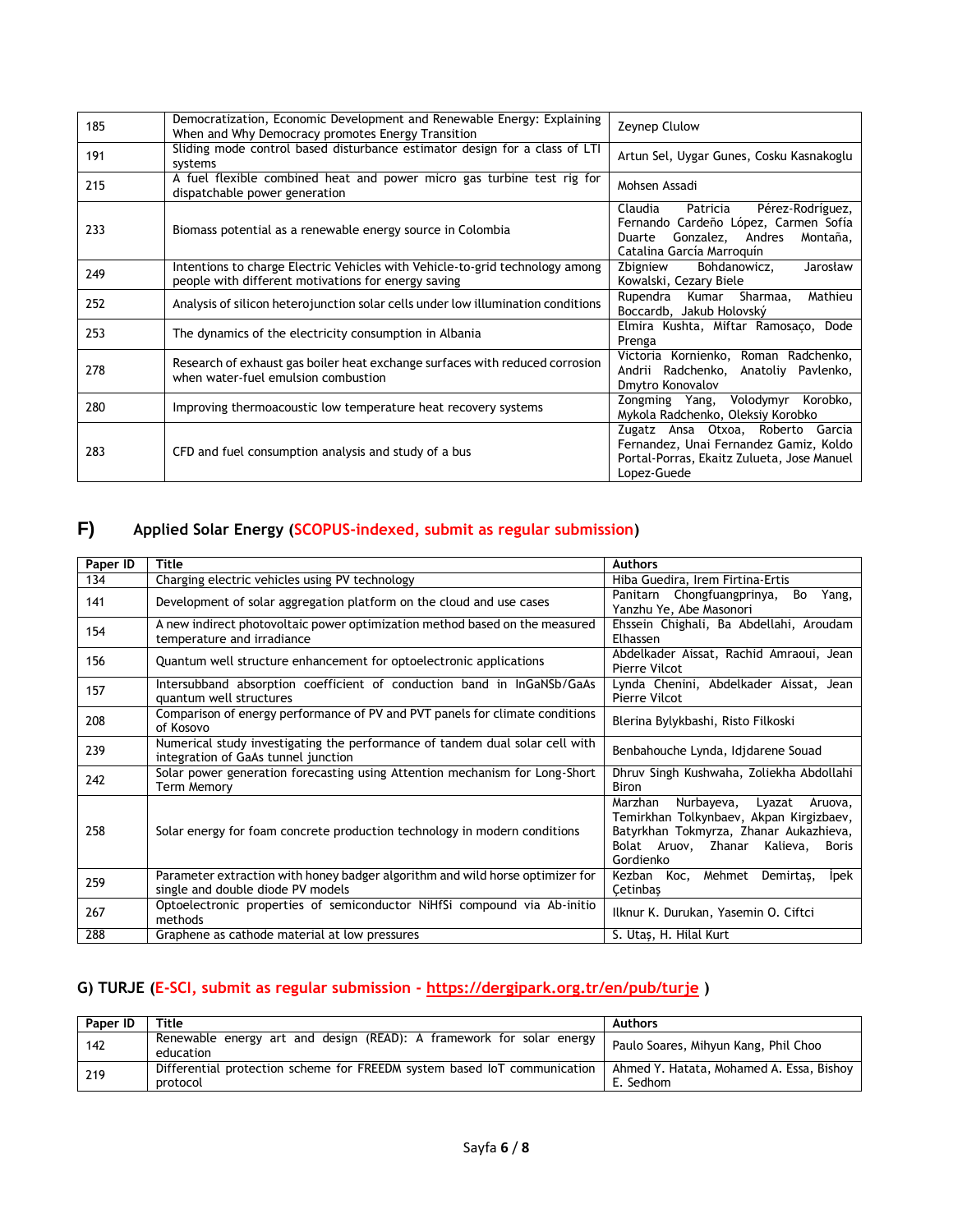| | | |
|---|---|---|
| 185 | Democratization, Economic Development and Renewable Energy: Explaining When and Why Democracy promotes Energy Transition | Zeynep Clulow |
| 191 | Sliding mode control based disturbance estimator design for a class of LTI systems | Artun Sel, Uygar Gunes, Cosku Kasnakoglu |
| 215 | A fuel flexible combined heat and power micro gas turbine test rig for dispatchable power generation | Mohsen Assadi |
| 233 | Biomass potential as a renewable energy source in Colombia | Claudia Patricia Pérez-Rodríguez, Fernando Cardeño López, Carmen Sofía Duarte Gonzalez, Andres Montaña, Catalina García Marroquín |
| 249 | Intentions to charge Electric Vehicles with Vehicle-to-grid technology among people with different motivations for energy saving | Zbigniew Bohdanowicz, Jarosław Kowalski, Cezary Biele |
| 252 | Analysis of silicon heterojunction solar cells under low illumination conditions | Rupendra Kumar Sharmaa, Mathieu Boccardb, Jakub Holovský |
| 253 | The dynamics of the electricity consumption in Albania | Elmira Kushta, Miftar Ramosaço, Dode Prenga |
| 278 | Research of exhaust gas boiler heat exchange surfaces with reduced corrosion when water-fuel emulsion combustion | Victoria Kornienko, Roman Radchenko, Andrii Radchenko, Anatoliy Pavlenko, Dmytro Konovalov |
| 280 | Improving thermoacoustic low temperature heat recovery systems | Zongming Yang, Volodymyr Korobko, Mykola Radchenko, Oleksiy Korobko |
| 283 | CFD and fuel consumption analysis and study of a bus | Zugatz Ansa Otxoa, Roberto Garcia Fernandez, Unai Fernandez Gamiz, Koldo Portal-Porras, Ekaitz Zulueta, Jose Manuel Lopez-Guede |

## F) Applied Solar Energy (SCOPUS-indexed, submit as regular submission)

| Paper ID | Title | Authors |
|---|---|---|
| 134 | Charging electric vehicles using PV technology | Hiba Guedira, Irem Firtina-Ertis |
| 141 | Development of solar aggregation platform on the cloud and use cases | Panitarn Chongfuangprinya, Bo Yang, Yanzhu Ye, Abe Masonori |
| 154 | A new indirect photovoltaic power optimization method based on the measured temperature and irradiance | Ehssein Chighali, Ba Abdellahi, Aroudam Elhassen |
| 156 | Quantum well structure enhancement for optoelectronic applications | Abdelkader Aissat, Rachid Amraoui, Jean Pierre Vilcot |
| 157 | Intersubband absorption coefficient of conduction band in InGaNSb/GaAs quantum well structures | Lynda Chenini, Abdelkader Aissat, Jean Pierre Vilcot |
| 208 | Comparison of energy performance of PV and PVT panels for climate conditions of Kosovo | Blerina Bylykbashi, Risto Filkoski |
| 239 | Numerical study investigating the performance of tandem dual solar cell with integration of GaAs tunnel junction | Benbahouche Lynda, Idjdarene Souad |
| 242 | Solar power generation forecasting using Attention mechanism for Long-Short Term Memory | Dhruv Singh Kushwaha, Zoliekha Abdollahi Biron |
| 258 | Solar energy for foam concrete production technology in modern conditions | Marzhan Nurbayeva, Lyazat Aruova, Temirkhan Tolkynbaev, Akpan Kirgizbaev, Batyrkhan Tokmyrza, Zhanar Aukazhieva, Bolat Aruov, Zhanar Kalieva, Boris Gordienko |
| 259 | Parameter extraction with honey badger algorithm and wild horse optimizer for single and double diode PV models | Kezban Koc, Mehmet Demirtaş, İpek Çetinbaş |
| 267 | Optoelectronic properties of semiconductor NiHfSi compound via Ab-initio methods | Ilknur K. Durukan, Yasemin O. Ciftci |
| 288 | Graphene as cathode material at low pressures | S. Utaş, H. Hilal Kurt |

## G) TURJE (E-SCI, submit as regular submission - https://dergipark.org.tr/en/pub/turje )

| Paper ID | Title | Authors |
|---|---|---|
| 142 | Renewable energy art and design (READ): A framework for solar energy education | Paulo Soares, Mihyun Kang, Phil Choo |
| 219 | Differential protection scheme for FREEDM system based IoT communication protocol | Ahmed Y. Hatata, Mohamed A. Essa, Bishoy E. Sedhom |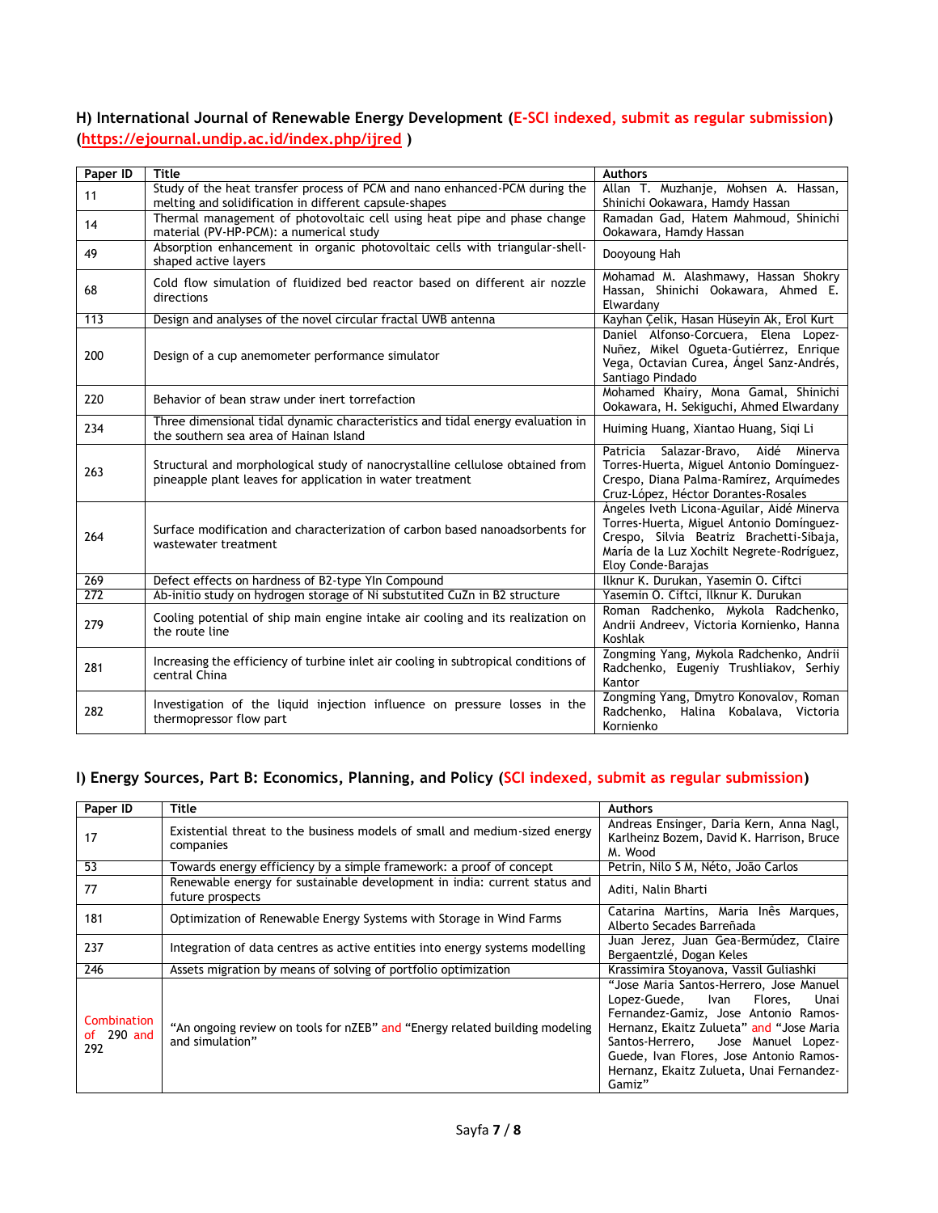### H) International Journal of Renewable Energy Development (E-SCI indexed, submit as regular submission) (https://ejournal.undip.ac.id/index.php/ijred )

| Paper ID | Title | Authors |
|---|---|---|
| 11 | Study of the heat transfer process of PCM and nano enhanced-PCM during the melting and solidification in different capsule-shapes | Allan T. Muzhanje, Mohsen A. Hassan, Shinichi Ookawara, Hamdy Hassan |
| 14 | Thermal management of photovoltaic cell using heat pipe and phase change material (PV-HP-PCM): a numerical study | Ramadan Gad, Hatem Mahmoud, Shinichi Ookawara, Hamdy Hassan |
| 49 | Absorption enhancement in organic photovoltaic cells with triangular-shell-shaped active layers | Dooyoung Hah |
| 68 | Cold flow simulation of fluidized bed reactor based on different air nozzle directions | Mohamad M. Alashmawy, Hassan Shokry Hassan, Shinichi Ookawara, Ahmed E. Elwardany |
| 113 | Design and analyses of the novel circular fractal UWB antenna | Kayhan Çelik, Hasan Hüseyin Ak, Erol Kurt |
| 200 | Design of a cup anemometer performance simulator | Daniel Alfonso-Corcuera, Elena Lopez-Nuñez, Mikel Ogueta-Gutiérrez, Enrique Vega, Octavian Curea, Ángel Sanz-Andrés, Santiago Pindado |
| 220 | Behavior of bean straw under inert torrefaction | Mohamed Khairy, Mona Gamal, Shinichi Ookawara, H. Sekiguchi, Ahmed Elwardany |
| 234 | Three dimensional tidal dynamic characteristics and tidal energy evaluation in the southern sea area of Hainan Island | Huiming Huang, Xiantao Huang, Siqi Li |
| 263 | Structural and morphological study of nanocrystalline cellulose obtained from pineapple plant leaves for application in water treatment | Patricia Salazar-Bravo, Aidé Minerva Torres-Huerta, Miguel Antonio Domínguez-Crespo, Diana Palma-Ramírez, Arquímedes Cruz-López, Héctor Dorantes-Rosales |
| 264 | Surface modification and characterization of carbon based nanoadsorbents for wastewater treatment | Ángeles Iveth Licona-Aguilar, Aidé Minerva Torres-Huerta, Miguel Antonio Domínguez-Crespo, Silvia Beatriz Brachetti-Sibaja, María de la Luz Xochilt Negrete-Rodríguez, Eloy Conde-Barajas |
| 269 | Defect effects on hardness of B2-type YIn Compound | Ilknur K. Durukan, Yasemin O. Ciftci |
| 272 | Ab-initio study on hydrogen storage of Ni substutited CuZn in B2 structure | Yasemin O. Ciftci, Ilknur K. Durukan |
| 279 | Cooling potential of ship main engine intake air cooling and its realization on the route line | Roman Radchenko, Mykola Radchenko, Andrii Andreev, Victoria Kornienko, Hanna Koshlak |
| 281 | Increasing the efficiency of turbine inlet air cooling in subtropical conditions of central China | Zongming Yang, Mykola Radchenko, Andrii Radchenko, Eugeniy Trushliakov, Serhiy Kantor |
| 282 | Investigation of the liquid injection influence on pressure losses in the thermopressor flow part | Zongming Yang, Dmytro Konovalov, Roman Radchenko, Halina Kobalava, Victoria Kornienko |

### I) Energy Sources, Part B: Economics, Planning, and Policy (SCI indexed, submit as regular submission)

| Paper ID | Title | Authors |
|---|---|---|
| 17 | Existential threat to the business models of small and medium-sized energy companies | Andreas Ensinger, Daria Kern, Anna Nagl, Karlheinz Bozem, David K. Harrison, Bruce M. Wood |
| 53 | Towards energy efficiency by a simple framework: a proof of concept | Petrin, Nilo S M, Néto, João Carlos |
| 77 | Renewable energy for sustainable development in india: current status and future prospects | Aditi, Nalin Bharti |
| 181 | Optimization of Renewable Energy Systems with Storage in Wind Farms | Catarina Martins, Maria Inês Marques, Alberto Secades Barreñada |
| 237 | Integration of data centres as active entities into energy systems modelling | Juan Jerez, Juan Gea-Bermúdez, Claire Bergaentzlé, Dogan Keles |
| 246 | Assets migration by means of solving of portfolio optimization | Krassimira Stoyanova, Vassil Guliashki |
| Combination of 290 and 292 | "An ongoing review on tools for nZEB" and "Energy related building modeling and simulation" | "Jose Maria Santos-Herrero, Jose Manuel Lopez-Guede, Ivan Flores, Unai Fernandez-Gamiz, Jose Antonio Ramos-Hernanz, Ekaitz Zulueta" and "Jose Maria Santos-Herrero, Jose Manuel Lopez-Guede, Ivan Flores, Jose Antonio Ramos-Hernanz, Ekaitz Zulueta, Unai Fernandez-Gamiz" |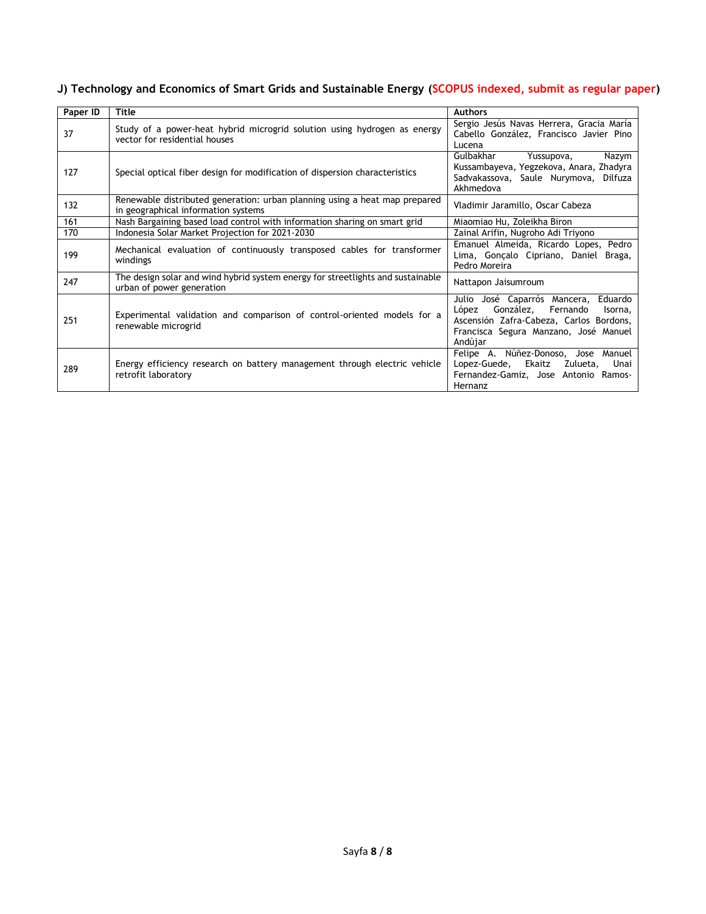## J) Technology and Economics of Smart Grids and Sustainable Energy (SCOPUS indexed, submit as regular paper)

| Paper ID | Title | Authors |
| --- | --- | --- |
| 37 | Study of a power-heat hybrid microgrid solution using hydrogen as energy vector for residential houses | Sergio Jesús Navas Herrera, Gracia María Cabello González, Francisco Javier Pino Lucena |
| 127 | Special optical fiber design for modification of dispersion characteristics | Gulbakhar Yussupova, Nazym Kussambayeva, Yegzekova, Anara, Zhadyra Sadvakassova, Saule Nurymova, Dilfuza Akhmedova |
| 132 | Renewable distributed generation: urban planning using a heat map prepared in geographical information systems | Vladimir Jaramillo, Oscar Cabeza |
| 161 | Nash Bargaining based load control with information sharing on smart grid | Miaomiao Hu, Zoleikha Biron |
| 170 | Indonesia Solar Market Projection for 2021-2030 | Zainal Arifin, Nugroho Adi Triyono |
| 199 | Mechanical evaluation of continuously transposed cables for transformer windings | Emanuel Almeida, Ricardo Lopes, Pedro Lima, Gonçalo Cipriano, Daniel Braga, Pedro Moreira |
| 247 | The design solar and wind hybrid system energy for streetlights and sustainable urban of power generation | Nattapon Jaisumroum |
| 251 | Experimental validation and comparison of control-oriented models for a renewable microgrid | Julio José Caparrós Mancera, Eduardo López González, Fernando Isorna, Ascensión Zafra-Cabeza, Carlos Bordons, Francisca Segura Manzano, José Manuel Andújar |
| 289 | Energy efficiency research on battery management through electric vehicle retrofit laboratory | Felipe A. Núñez-Donoso, Jose Manuel Lopez-Guede, Ekaitz Zulueta, Unai Fernandez-Gamiz, Jose Antonio Ramos-Hernanz |